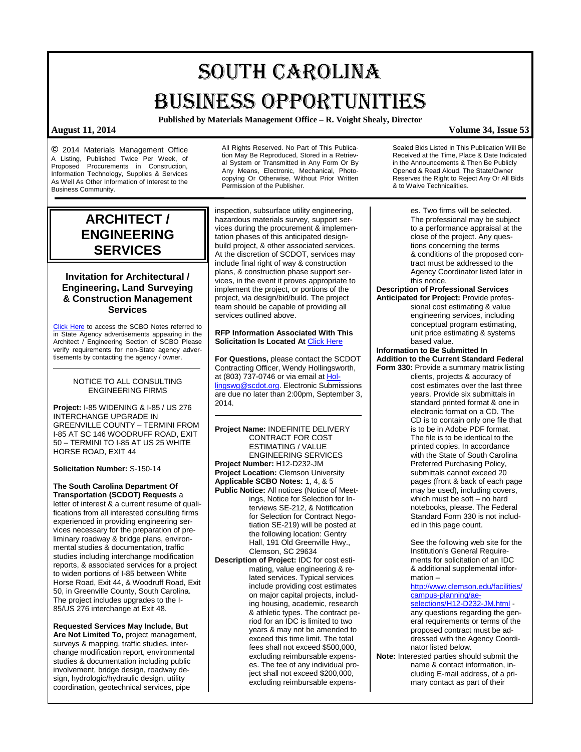# SOUTH CAROLINA BUSINESS OPPORTUNITIES

**Published by Materials Management Office – R. Voight Shealy, Director**

**August 11, 2014** **Volume 34, Issue 53**

© 2014 Materials Management Office
A Listing, Published Twice Per Week, of Proposed Procurements in Construction, Information Technology, Supplies & Services As Well As Other Information of Interest to the Business Community.

All Rights Reserved. No Part of This Publication May Be Reproduced, Stored in a Retrieval System or Transmitted in Any Form Or By Any Means, Electronic, Mechanical, Photocopying Or Otherwise, Without Prior Written Permission of the Publisher.

Sealed Bids Listed in This Publication Will Be Received at the Time, Place & Date Indicated in the Announcements & Then Be Publicly Opened & Read Aloud. The State/Owner Reserves the Right to Reject Any Or All Bids & to Waive Technicalities.

## ARCHITECT / ENGINEERING SERVICES

### Invitation for Architectural / Engineering, Land Surveying & Construction Management Services

Click Here to access the SCBO Notes referred to in State Agency advertisements appearing in the Architect / Engineering Section of SCBO Please verify requirements for non-State agency advertisements by contacting the agency / owner.

---

NOTICE TO ALL CONSULTING ENGINEERING FIRMS

**Project:** I-85 WIDENING & I-85 / US 276 INTERCHANGE UPGRADE IN GREENVILLE COUNTY – TERMINI FROM I-85 AT SC 146 WOODRUFF ROAD, EXIT 50 – TERMINI TO I-85 AT US 25 WHITE HORSE ROAD, EXIT 44

**Solicitation Number:** S-150-14

**The South Carolina Department Of Transportation (SCDOT) Requests** a letter of interest & a current resume of qualifications from all interested consulting firms experienced in providing engineering services necessary for the preparation of preliminary roadway & bridge plans, environmental studies & documentation, traffic studies including interchange modification reports, & associated services for a project to widen portions of I-85 between White Horse Road, Exit 44, & Woodruff Road, Exit 50, in Greenville County, South Carolina. The project includes upgrades to the I-85/US 276 interchange at Exit 48.

**Requested Services May Include, But Are Not Limited To,** project management, surveys & mapping, traffic studies, interchange modification report, environmental studies & documentation including public involvement, bridge design, roadway design, hydrologic/hydraulic design, utility coordination, geotechnical services, pipe inspection, subsurface utility engineering, hazardous materials survey, support services during the procurement & implementation phases of this anticipated design-build project, & other associated services. At the discretion of SCDOT, services may include final right of way & construction plans, & construction phase support services, in the event it proves appropriate to implement the project, or portions of the project, via design/bid/build. The project team should be capable of providing all services outlined above.

**RFP Information Associated With This Solicitation Is Located At** Click Here

**For Questions,** please contact the SCDOT Contracting Officer, Wendy Hollingsworth, at (803) 737-0746 or via email at Hollingswg@scdot.org. Electronic Submissions are due no later than 2:00pm, September 3, 2014.

---

**Project Name:** INDEFINITE DELIVERY CONTRACT FOR COST ESTIMATING / VALUE ENGINEERING SERVICES
**Project Number:** H12-D232-JM
**Project Location:** Clemson University
**Applicable SCBO Notes:** 1, 4, & 5
**Public Notice:** All notices (Notice of Meetings, Notice for Selection for Interviews SE-212, & Notification for Selection for Contract Negotiation SE-219) will be posted at the following location: Gentry Hall, 191 Old Greenville Hwy., Clemson, SC 29634
**Description of Project:** IDC for cost estimating, value engineering & related services. Typical services include providing cost estimates on major capital projects, including housing, academic, research & athletic types. The contract period for an IDC is limited to two years & may not be amended to exceed this time limit. The total fees shall not exceed $500,000, excluding reimbursable expenses. The fee of any individual project shall not exceed $200,000, excluding reimbursable expenses. Two firms will be selected. The professional may be subject to a performance appraisal at the close of the project. Any questions concerning the terms & conditions of the proposed contract must be addressed to the Agency Coordinator listed later in this notice.
**Description of Professional Services Anticipated for Project:** Provide professional cost estimating & value engineering services, including conceptual program estimating, unit price estimating & systems based value.
**Information to Be Submitted In Addition to the Current Standard Federal Form 330:** Provide a summary matrix listing clients, projects & accuracy of cost estimates over the last three years. Provide six submittals in standard printed format & one in electronic format on a CD. The CD is to contain only one file that is to be in Adobe PDF format. The file is to be identical to the printed copies. In accordance with the State of South Carolina Preferred Purchasing Policy, submittals cannot exceed 20 pages (front & back of each page may be used), including covers, which must be soft – no hard notebooks, please. The Federal Standard Form 330 is not included in this page count.

See the following web site for the Institution's General Requirements for solicitation of an IDC & additional supplemental information – http://www.clemson.edu/facilities/campus-planning/ae-selections/H12-D232-JM.html - any questions regarding the general requirements or terms of the proposed contract must be addressed with the Agency Coordinator listed below.

**Note:** Interested parties should submit the name & contact information, including E-mail address, of a primary contact as part of their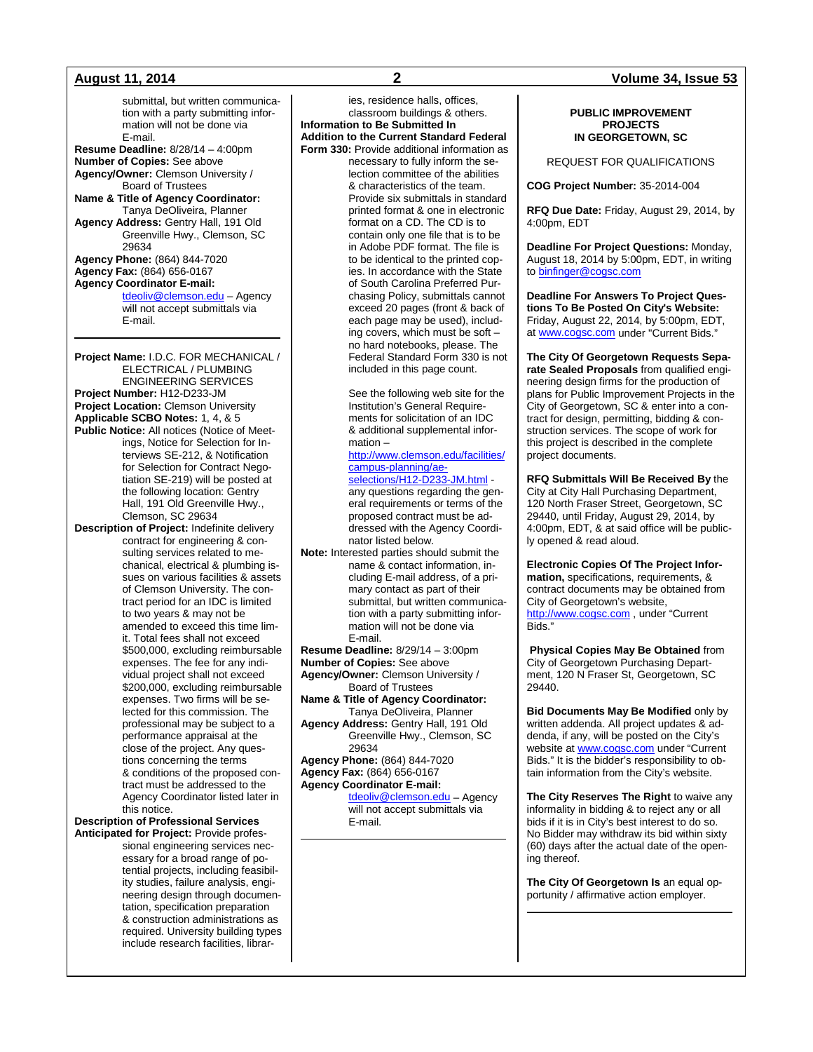submittal, but written communication with a party submitting information will not be done via E-mail.

**Resume Deadline:** 8/28/14 – 4:00pm
**Number of Copies:** See above
**Agency/Owner:** Clemson University / Board of Trustees
**Name & Title of Agency Coordinator:** Tanya DeOliveira, Planner
**Agency Address:** Gentry Hall, 191 Old Greenville Hwy., Clemson, SC 29634
**Agency Phone:** (864) 844-7020
**Agency Fax:** (864) 656-0167
**Agency Coordinator E-mail:** tdeoliv@clemson.edu – Agency will not accept submittals via E-mail.

---

**Project Name:** I.D.C. FOR MECHANICAL / ELECTRICAL / PLUMBING ENGINEERING SERVICES
**Project Number:** H12-D233-JM
**Project Location:** Clemson University
**Applicable SCBO Notes:** 1, 4, & 5
**Public Notice:** All notices (Notice of Meetings, Notice for Selection for Interviews SE-212, & Notification for Selection for Contract Negotiation SE-219) will be posted at the following location: Gentry Hall, 191 Old Greenville Hwy., Clemson, SC 29634
**Description of Project:** Indefinite delivery contract for engineering & consulting services related to mechanical, electrical & plumbing issues on various facilities & assets of Clemson University. The contract period for an IDC is limited to two years & may not be amended to exceed this time limit. Total fees shall not exceed $500,000, excluding reimbursable expenses. The fee for any individual project shall not exceed $200,000, excluding reimbursable expenses. Two firms will be selected for this commission. The professional may be subject to a performance appraisal at the close of the project. Any questions concerning the terms & conditions of the proposed contract must be addressed to the Agency Coordinator listed later in this notice.
**Description of Professional Services Anticipated for Project:** Provide professional engineering services necessary for a broad range of potential projects, including feasibility studies, failure analysis, engineering design through documentation, specification preparation & construction administrations as required. University building types include research facilities, libraries, residence halls, offices, classroom buildings & others.
**Information to Be Submitted In Addition to the Current Standard Federal Form 330:** Provide additional information as necessary to fully inform the selection committee of the abilities & characteristics of the team. Provide six submittals in standard printed format & one in electronic format on a CD. The CD is to contain only one file that is to be in Adobe PDF format. The file is to be identical to the printed copies. In accordance with the State of South Carolina Preferred Purchasing Policy, submittals cannot exceed 20 pages (front & back of each page may be used), including covers, which must be soft – no hard notebooks, please. The Federal Standard Form 330 is not included in this page count.

See the following web site for the Institution's General Requirements for solicitation of an IDC & additional supplemental information – http://www.clemson.edu/facilities/campus-planning/ae-selections/H12-D233-JM.html - any questions regarding the general requirements or terms of the proposed contract must be addressed with the Agency Coordinator listed below.

**Note:** Interested parties should submit the name & contact information, including E-mail address, of a primary contact as part of their submittal, but written communication with a party submitting information will not be done via E-mail.
**Resume Deadline:** 8/29/14 – 3:00pm
**Number of Copies:** See above
**Agency/Owner:** Clemson University / Board of Trustees
**Name & Title of Agency Coordinator:** Tanya DeOliveira, Planner
**Agency Address:** Gentry Hall, 191 Old Greenville Hwy., Clemson, SC 29634
**Agency Phone:** (864) 844-7020
**Agency Fax:** (864) 656-0167
**Agency Coordinator E-mail:** tdeoliv@clemson.edu – Agency will not accept submittals via E-mail.

---

**PUBLIC IMPROVEMENT PROJECTS IN GEORGETOWN, SC**

REQUEST FOR QUALIFICATIONS

**COG Project Number:** 35-2014-004

**RFQ Due Date:** Friday, August 29, 2014, by 4:00pm, EDT

**Deadline For Project Questions:** Monday, August 18, 2014 by 5:00pm, EDT, in writing to binfinger@cogsc.com

**Deadline For Answers To Project Questions To Be Posted On City's Website:** Friday, August 22, 2014, by 5:00pm, EDT, at www.cogsc.com under "Current Bids."

**The City Of Georgetown Requests Separate Sealed Proposals** from qualified engineering design firms for the production of plans for Public Improvement Projects in the City of Georgetown, SC & enter into a contract for design, permitting, bidding & construction services. The scope of work for this project is described in the complete project documents.

**RFQ Submittals Will Be Received By** the City at City Hall Purchasing Department, 120 North Fraser Street, Georgetown, SC 29440, until Friday, August 29, 2014, by 4:00pm, EDT, & at said office will be publicly opened & read aloud.

**Electronic Copies Of The Project Information,** specifications, requirements, & contract documents may be obtained from City of Georgetown's website, http://www.cogsc.com , under "Current Bids."

**Physical Copies May Be Obtained** from City of Georgetown Purchasing Department, 120 N Fraser St, Georgetown, SC 29440.

**Bid Documents May Be Modified** only by written addenda. All project updates & addenda, if any, will be posted on the City's website at www.cogsc.com under "Current Bids." It is the bidder's responsibility to obtain information from the City's website.

**The City Reserves The Right** to waive any informality in bidding & to reject any or all bids if it is in City's best interest to do so. No Bidder may withdraw its bid within sixty (60) days after the actual date of the opening thereof.

**The City Of Georgetown Is** an equal opportunity / affirmative action employer.

---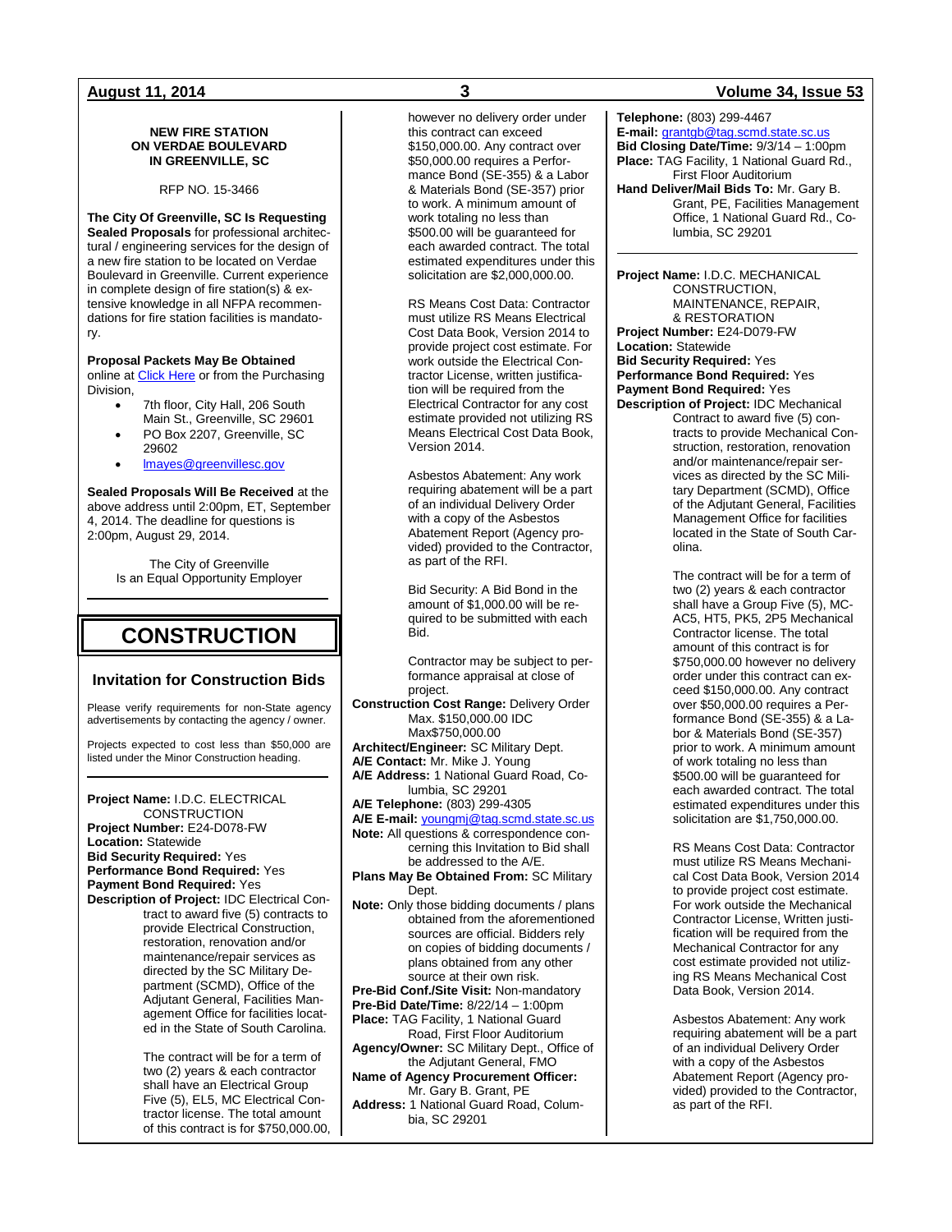**NEW FIRE STATION ON VERDAE BOULEVARD IN GREENVILLE, SC**

RFP NO. 15-3466

**The City Of Greenville, SC Is Requesting Sealed Proposals** for professional architectural / engineering services for the design of a new fire station to be located on Verdae Boulevard in Greenville. Current experience in complete design of fire station(s) & extensive knowledge in all NFPA recommendations for fire station facilities is mandatory.

**Proposal Packets May Be Obtained** online at Click Here or from the Purchasing Division,

- 7th floor, City Hall, 206 South Main St., Greenville, SC 29601
- PO Box 2207, Greenville, SC 29602
- lmayes@greenvillesc.gov

**Sealed Proposals Will Be Received** at the above address until 2:00pm, ET, September 4, 2014. The deadline for questions is 2:00pm, August 29, 2014.

The City of Greenville Is an Equal Opportunity Employer

# CONSTRUCTION

## Invitation for Construction Bids

Please verify requirements for non-State agency advertisements by contacting the agency / owner.

Projects expected to cost less than $50,000 are listed under the Minor Construction heading.

**Project Name:** I.D.C. ELECTRICAL CONSTRUCTION
**Project Number:** E24-D078-FW
**Location:** Statewide
**Bid Security Required:** Yes
**Performance Bond Required:** Yes
**Payment Bond Required:** Yes
**Description of Project:** IDC Electrical Contract to award five (5) contracts to provide Electrical Construction, restoration, renovation and/or maintenance/repair services as directed by the SC Military Department (SCMD), Office of the Adjutant General, Facilities Management Office for facilities located in the State of South Carolina.

The contract will be for a term of two (2) years & each contractor shall have an Electrical Group Five (5), EL5, MC Electrical Contractor license. The total amount of this contract is for $750,000.00, however no delivery order under this contract can exceed $150,000.00. Any contract over $50,000.00 requires a Performance Bond (SE-355) & a Labor & Materials Bond (SE-357) prior to work. A minimum amount of work totaling no less than $500.00 will be guaranteed for each awarded contract. The total estimated expenditures under this solicitation are $2,000,000.00.

RS Means Cost Data: Contractor must utilize RS Means Electrical Cost Data Book, Version 2014 to provide project cost estimate. For work outside the Electrical Contractor License, written justification will be required from the Electrical Contractor for any cost estimate provided not utilizing RS Means Electrical Cost Data Book, Version 2014.

Asbestos Abatement: Any work requiring abatement will be a part of an individual Delivery Order with a copy of the Asbestos Abatement Report (Agency provided) provided to the Contractor, as part of the RFI.

Bid Security: A Bid Bond in the amount of $1,000.00 will be required to be submitted with each Bid.

Contractor may be subject to performance appraisal at close of project.

**Construction Cost Range:** Delivery Order Max. $150,000.00 IDC Max$750,000.00
**Architect/Engineer:** SC Military Dept.
**A/E Contact:** Mr. Mike J. Young
**A/E Address:** 1 National Guard Road, Columbia, SC 29201
**A/E Telephone:** (803) 299-4305
**A/E E-mail:** youngmj@tag.scmd.state.sc.us
**Note:** All questions & correspondence concerning this Invitation to Bid shall be addressed to the A/E.
**Plans May Be Obtained From:** SC Military Dept.
**Note:** Only those bidding documents / plans obtained from the aforementioned sources are official. Bidders rely on copies of bidding documents / plans obtained from any other source at their own risk.
**Pre-Bid Conf./Site Visit:** Non-mandatory
**Pre-Bid Date/Time:** 8/22/14 – 1:00pm
**Place:** TAG Facility, 1 National Guard Road, First Floor Auditorium
**Agency/Owner:** SC Military Dept., Office of the Adjutant General, FMO
**Name of Agency Procurement Officer:** Mr. Gary B. Grant, PE
**Address:** 1 National Guard Road, Columbia, SC 29201
**Telephone:** (803) 299-4467
**E-mail:** grantgb@tag.scmd.state.sc.us
**Bid Closing Date/Time:** 9/3/14 – 1:00pm
**Place:** TAG Facility, 1 National Guard Rd., First Floor Auditorium
**Hand Deliver/Mail Bids To:** Mr. Gary B. Grant, PE, Facilities Management Office, 1 National Guard Rd., Columbia, SC 29201

**Project Name:** I.D.C. MECHANICAL CONSTRUCTION, MAINTENANCE, REPAIR, & RESTORATION
**Project Number:** E24-D079-FW
**Location:** Statewide
**Bid Security Required:** Yes
**Performance Bond Required:** Yes
**Payment Bond Required:** Yes
**Description of Project:** IDC Mechanical Contract to award five (5) contracts to provide Mechanical Construction, restoration, renovation and/or maintenance/repair services as directed by the SC Military Department (SCMD), Office of the Adjutant General, Facilities Management Office for facilities located in the State of South Carolina.

The contract will be for a term of two (2) years & each contractor shall have a Group Five (5), MC-AC5, HT5, PK5, 2P5 Mechanical Contractor license. The total amount of this contract is for $750,000.00 however no delivery order under this contract can exceed $150,000.00. Any contract over $50,000.00 requires a Performance Bond (SE-355) & a Labor & Materials Bond (SE-357) prior to work. A minimum amount of work totaling no less than $500.00 will be guaranteed for each awarded contract. The total estimated expenditures under this solicitation are $1,750,000.00.

RS Means Cost Data: Contractor must utilize RS Means Mechanical Cost Data Book, Version 2014 to provide project cost estimate. For work outside the Mechanical Contractor License, Written justification will be required from the Mechanical Contractor for any cost estimate provided not utilizing RS Means Mechanical Cost Data Book, Version 2014.

Asbestos Abatement: Any work requiring abatement will be a part of an individual Delivery Order with a copy of the Asbestos Abatement Report (Agency provided) provided to the Contractor, as part of the RFI.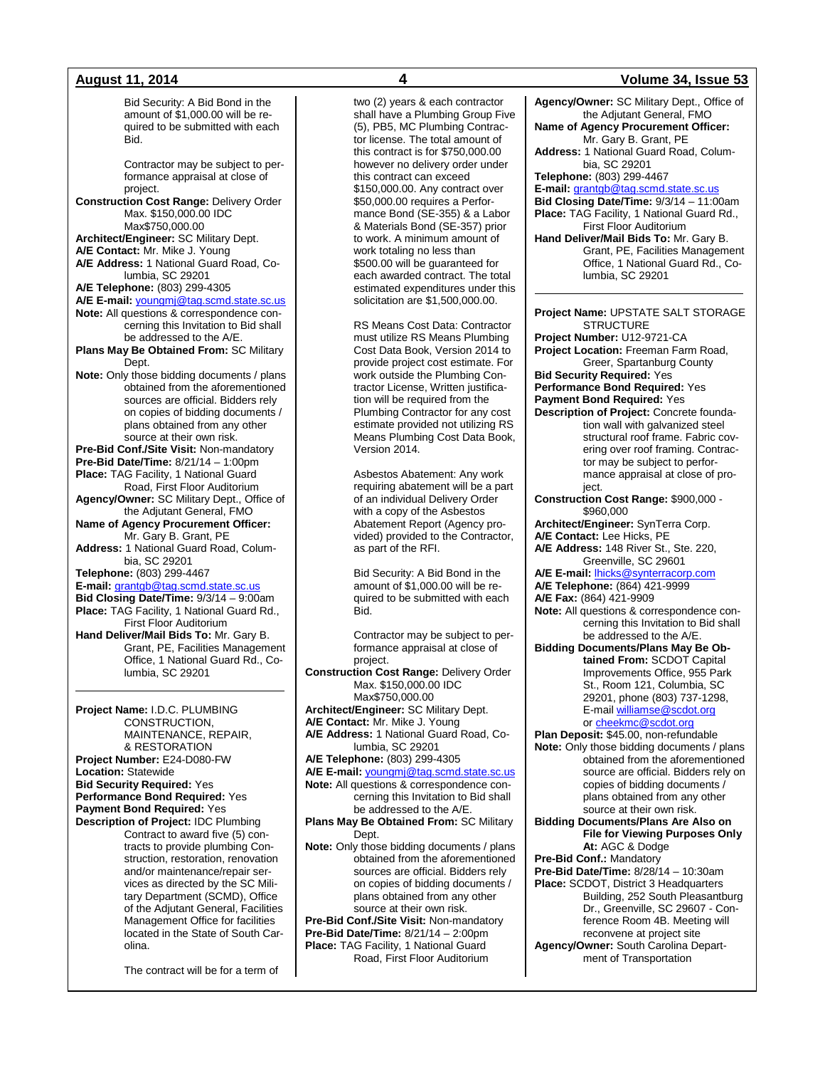Bid Security: A Bid Bond in the amount of $1,000.00 will be required to be submitted with each Bid.

Contractor may be subject to performance appraisal at close of project.

**Construction Cost Range:** Delivery Order Max. $150,000.00 IDC Max$750,000.00
**Architect/Engineer:** SC Military Dept.
**A/E Contact:** Mr. Mike J. Young
**A/E Address:** 1 National Guard Road, Columbia, SC 29201
**A/E Telephone:** (803) 299-4305
**A/E E-mail:** youngmj@tag.scmd.state.sc.us
**Note:** All questions & correspondence concerning this Invitation to Bid shall be addressed to the A/E.
**Plans May Be Obtained From:** SC Military Dept.
**Note:** Only those bidding documents / plans obtained from the aforementioned sources are official. Bidders rely on copies of bidding documents / plans obtained from any other source at their own risk.
**Pre-Bid Conf./Site Visit:** Non-mandatory
**Pre-Bid Date/Time:** 8/21/14 – 1:00pm
**Place:** TAG Facility, 1 National Guard Road, First Floor Auditorium
**Agency/Owner:** SC Military Dept., Office of the Adjutant General, FMO
**Name of Agency Procurement Officer:** Mr. Gary B. Grant, PE
**Address:** 1 National Guard Road, Columbia, SC 29201
**Telephone:** (803) 299-4467
**E-mail:** grantgb@tag.scmd.state.sc.us
**Bid Closing Date/Time:** 9/3/14 – 9:00am
**Place:** TAG Facility, 1 National Guard Rd., First Floor Auditorium
**Hand Deliver/Mail Bids To:** Mr. Gary B. Grant, PE, Facilities Management Office, 1 National Guard Rd., Columbia, SC 29201

---

**Project Name:** I.D.C. PLUMBING CONSTRUCTION, MAINTENANCE, REPAIR, & RESTORATION
**Project Number:** E24-D080-FW
**Location:** Statewide
**Bid Security Required:** Yes
**Performance Bond Required:** Yes
**Payment Bond Required:** Yes
**Description of Project:** IDC Plumbing Contract to award five (5) contracts to provide plumbing Construction, restoration, renovation and/or maintenance/repair services as directed by the SC Military Department (SCMD), Office of the Adjutant General, Facilities Management Office for facilities located in the State of South Carolina.

The contract will be for a term of two (2) years & each contractor shall have a Plumbing Group Five (5), PB5, MC Plumbing Contractor license. The total amount of this contract is for $750,000.00 however no delivery order under this contract can exceed $150,000.00. Any contract over $50,000.00 requires a Performance Bond (SE-355) & a Labor & Materials Bond (SE-357) prior to work. A minimum amount of work totaling no less than $500.00 will be guaranteed for each awarded contract. The total estimated expenditures under this solicitation are $1,500,000.00.

RS Means Cost Data: Contractor must utilize RS Means Plumbing Cost Data Book, Version 2014 to provide project cost estimate. For work outside the Plumbing Contractor License, Written justification will be required from the Plumbing Contractor for any cost estimate provided not utilizing RS Means Plumbing Cost Data Book, Version 2014.

Asbestos Abatement: Any work requiring abatement will be a part of an individual Delivery Order with a copy of the Asbestos Abatement Report (Agency provided) provided to the Contractor, as part of the RFI.

Bid Security: A Bid Bond in the amount of $1,000.00 will be required to be submitted with each Bid.

Contractor may be subject to performance appraisal at close of project.

**Construction Cost Range:** Delivery Order Max. $150,000.00 IDC Max$750,000.00
**Architect/Engineer:** SC Military Dept.
**A/E Contact:** Mr. Mike J. Young
**A/E Address:** 1 National Guard Road, Columbia, SC 29201
**A/E Telephone:** (803) 299-4305
**A/E E-mail:** youngmj@tag.scmd.state.sc.us
**Note:** All questions & correspondence concerning this Invitation to Bid shall be addressed to the A/E.
**Plans May Be Obtained From:** SC Military Dept.
**Note:** Only those bidding documents / plans obtained from the aforementioned sources are official. Bidders rely on copies of bidding documents / plans obtained from any other source at their own risk.
**Pre-Bid Conf./Site Visit:** Non-mandatory
**Pre-Bid Date/Time:** 8/21/14 – 2:00pm
**Place:** TAG Facility, 1 National Guard Road, First Floor Auditorium
**Agency/Owner:** SC Military Dept., Office of the Adjutant General, FMO
**Name of Agency Procurement Officer:** Mr. Gary B. Grant, PE
**Address:** 1 National Guard Road, Columbia, SC 29201
**Telephone:** (803) 299-4467
**E-mail:** grantgb@tag.scmd.state.sc.us
**Bid Closing Date/Time:** 9/3/14 – 11:00am
**Place:** TAG Facility, 1 National Guard Rd., First Floor Auditorium
**Hand Deliver/Mail Bids To:** Mr. Gary B. Grant, PE, Facilities Management Office, 1 National Guard Rd., Columbia, SC 29201

---

**Project Name:** UPSTATE SALT STORAGE STRUCTURE
**Project Number:** U12-9721-CA
**Project Location:** Freeman Farm Road, Greer, Spartanburg County
**Bid Security Required:** Yes
**Performance Bond Required:** Yes
**Payment Bond Required:** Yes
**Description of Project:** Concrete foundation wall with galvanized steel structural roof frame. Fabric covering over roof framing. Contractor may be subject to performance appraisal at close of project.
**Construction Cost Range:** $900,000 - $960,000
**Architect/Engineer:** SynTerra Corp.
**A/E Contact:** Lee Hicks, PE
**A/E Address:** 148 River St., Ste. 220, Greenville, SC 29601
**A/E E-mail:** lhicks@synterracorp.com
**A/E Telephone:** (864) 421-9999
**A/E Fax:** (864) 421-9909
**Note:** All questions & correspondence concerning this Invitation to Bid shall be addressed to the A/E.
**Bidding Documents/Plans May Be Obtained From:** SCDOT Capital Improvements Office, 955 Park St., Room 121, Columbia, SC 29201, phone (803) 737-1298, E-mail williamse@scdot.org or cheekmc@scdot.org
**Plan Deposit:** $45.00, non-refundable
**Note:** Only those bidding documents / plans obtained from the aforementioned source are official. Bidders rely on copies of bidding documents / plans obtained from any other source at their own risk.
**Bidding Documents/Plans Are Also on File for Viewing Purposes Only At:** AGC & Dodge
**Pre-Bid Conf.:** Mandatory
**Pre-Bid Date/Time:** 8/28/14 – 10:30am
**Place:** SCDOT, District 3 Headquarters Building, 252 South Pleasantburg Dr., Greenville, SC 29607 - Conference Room 4B. Meeting will reconvene at project site
**Agency/Owner:** South Carolina Department of Transportation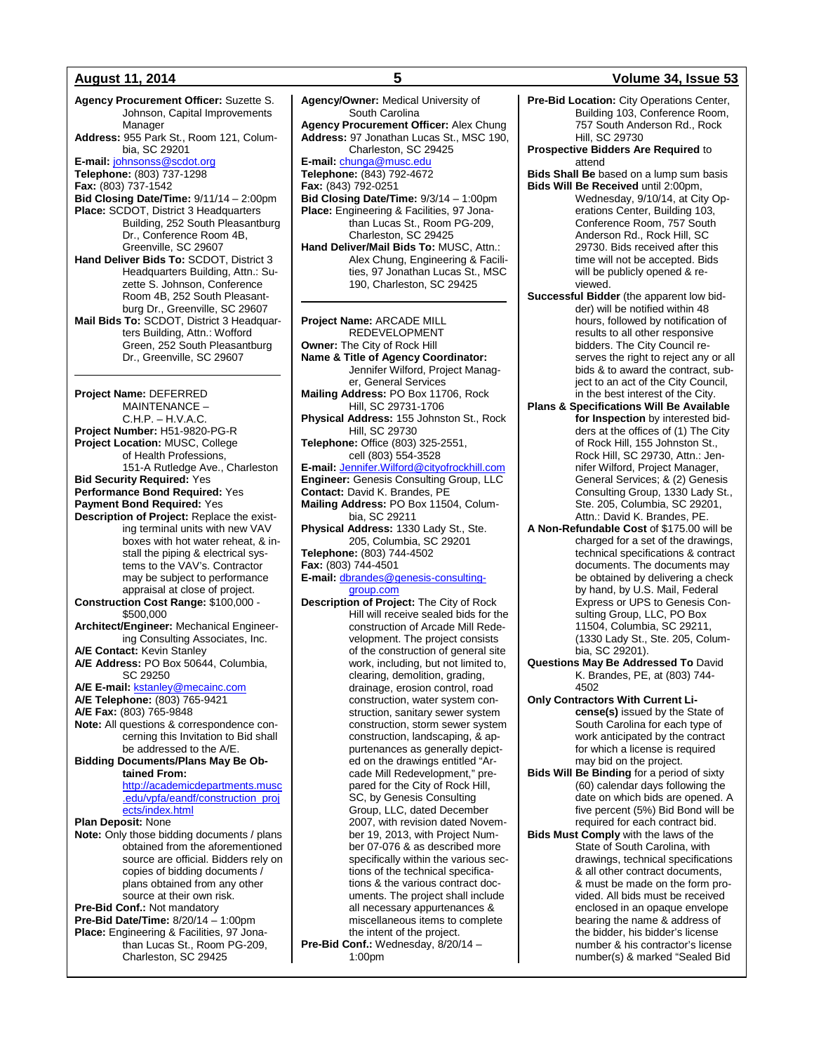**Agency Procurement Officer:** Suzette S. Johnson, Capital Improvements Manager
**Address:** 955 Park St., Room 121, Columbia, SC 29201
**E-mail:** johnsonss@scdot.org
**Telephone:** (803) 737-1298
**Fax:** (803) 737-1542
**Bid Closing Date/Time:** 9/11/14 – 2:00pm
**Place:** SCDOT, District 3 Headquarters Building, 252 South Pleasantburg Dr., Conference Room 4B, Greenville, SC 29607
**Hand Deliver Bids To:** SCDOT, District 3 Headquarters Building, Attn.: Suzette S. Johnson, Conference Room 4B, 252 South Pleasantburg Dr., Greenville, SC 29607
**Mail Bids To:** SCDOT, District 3 Headquarters Building, Attn.: Wofford Green, 252 South Pleasantburg Dr., Greenville, SC 29607

---

**Project Name:** DEFERRED MAINTENANCE – C.H.P. – H.V.A.C.
**Project Number:** H51-9820-PG-R
**Project Location:** MUSC, College of Health Professions, 151-A Rutledge Ave., Charleston
**Bid Security Required:** Yes
**Performance Bond Required:** Yes
**Payment Bond Required:** Yes
**Description of Project:** Replace the existing terminal units with new VAV boxes with hot water reheat, & install the piping & electrical systems to the VAV's. Contractor may be subject to performance appraisal at close of project.
**Construction Cost Range:** $100,000 - $500,000
**Architect/Engineer:** Mechanical Engineering Consulting Associates, Inc.
**A/E Contact:** Kevin Stanley
**A/E Address:** PO Box 50644, Columbia, SC 29250
**A/E E-mail:** kstanley@mecainc.com
**A/E Telephone:** (803) 765-9421
**A/E Fax:** (803) 765-9848
**Note:** All questions & correspondence concerning this Invitation to Bid shall be addressed to the A/E.
**Bidding Documents/Plans May Be Obtained From:** http://academicdepartments.musc.edu/vpfa/eandf/construction_projects/index.html
**Plan Deposit:** None
**Note:** Only those bidding documents / plans obtained from the aforementioned source are official. Bidders rely on copies of bidding documents / plans obtained from any other source at their own risk.
**Pre-Bid Conf.:** Not mandatory
**Pre-Bid Date/Time:** 8/20/14 – 1:00pm
**Place:** Engineering & Facilities, 97 Jonathan Lucas St., Room PG-209, Charleston, SC 29425
**Agency/Owner:** Medical University of South Carolina
**Agency Procurement Officer:** Alex Chung
**Address:** 97 Jonathan Lucas St., MSC 190, Charleston, SC 29425
**E-mail:** chunga@musc.edu
**Telephone:** (843) 792-4672
**Fax:** (843) 792-0251
**Bid Closing Date/Time:** 9/3/14 – 1:00pm
**Place:** Engineering & Facilities, 97 Jonathan Lucas St., Room PG-209, Charleston, SC 29425
**Hand Deliver/Mail Bids To:** MUSC, Attn.: Alex Chung, Engineering & Facilities, 97 Jonathan Lucas St., MSC 190, Charleston, SC 29425

---

**Project Name:** ARCADE MILL REDEVELOPMENT
**Owner:** The City of Rock Hill
**Name & Title of Agency Coordinator:** Jennifer Wilford, Project Manager, General Services
**Mailing Address:** PO Box 11706, Rock Hill, SC 29731-1706
**Physical Address:** 155 Johnston St., Rock Hill, SC 29730
**Telephone:** Office (803) 325-2551, cell (803) 554-3528
**E-mail:** Jennifer.Wilford@cityofrockhill.com
**Engineer:** Genesis Consulting Group, LLC
**Contact:** David K. Brandes, PE
**Mailing Address:** PO Box 11504, Columbia, SC 29211
**Physical Address:** 1330 Lady St., Ste. 205, Columbia, SC 29201
**Telephone:** (803) 744-4502
**Fax:** (803) 744-4501
**E-mail:** dbrandes@genesis-consulting-group.com
**Description of Project:** The City of Rock Hill will receive sealed bids for the construction of Arcade Mill Redevelopment. The project consists of the construction of general site work, including, but not limited to, clearing, demolition, grading, drainage, erosion control, road construction, water system construction, sanitary sewer system construction, storm sewer system construction, landscaping, & appurtenances as generally depicted on the drawings entitled "Arcade Mill Redevelopment," prepared for the City of Rock Hill, SC, by Genesis Consulting Group, LLC, dated December 2007, with revision dated November 19, 2013, with Project Number 07-076 & as described more specifically within the various sections of the technical specifications & the various contract documents. The project shall include all necessary appurtenances & miscellaneous items to complete the intent of the project.
**Pre-Bid Conf.:** Wednesday, 8/20/14 – 1:00pm
**Pre-Bid Location:** City Operations Center, Building 103, Conference Room, 757 South Anderson Rd., Rock Hill, SC 29730
**Prospective Bidders Are Required** to attend
**Bids Shall Be** based on a lump sum basis
**Bids Will Be Received** until 2:00pm, Wednesday, 9/10/14, at City Operations Center, Building 103, Conference Room, 757 South Anderson Rd., Rock Hill, SC 29730. Bids received after this time will not be accepted. Bids will be publicly opened & reviewed.
**Successful Bidder** (the apparent low bidder) will be notified within 48 hours, followed by notification of results to all other responsive bidders. The City Council reserves the right to reject any or all bids & to award the contract, subject to an act of the City Council, in the best interest of the City.
**Plans & Specifications Will Be Available for Inspection** by interested bidders at the offices of (1) The City of Rock Hill, 155 Johnston St., Rock Hill, SC 29730, Attn.: Jennifer Wilford, Project Manager, General Services; & (2) Genesis Consulting Group, 1330 Lady St., Ste. 205, Columbia, SC 29201, Attn.: David K. Brandes, PE.
**A Non-Refundable Cost** of $175.00 will be charged for a set of the drawings, technical specifications & contract documents. The documents may be obtained by delivering a check by hand, by U.S. Mail, Federal Express or UPS to Genesis Consulting Group, LLC, PO Box 11504, Columbia, SC 29211, (1330 Lady St., Ste. 205, Columbia, SC 29201).
**Questions May Be Addressed To** David K. Brandes, PE, at (803) 744-4502
**Only Contractors With Current License(s)** issued by the State of South Carolina for each type of work anticipated by the contract for which a license is required may bid on the project.
**Bids Will Be Binding** for a period of sixty (60) calendar days following the date on which bids are opened. A five percent (5%) Bid Bond will be required for each contract bid.
**Bids Must Comply** with the laws of the State of South Carolina, with drawings, technical specifications & all other contract documents, & must be made on the form provided. All bids must be received enclosed in an opaque envelope bearing the name & address of the bidder, his bidder's license number & his contractor's license number(s) & marked "Sealed Bid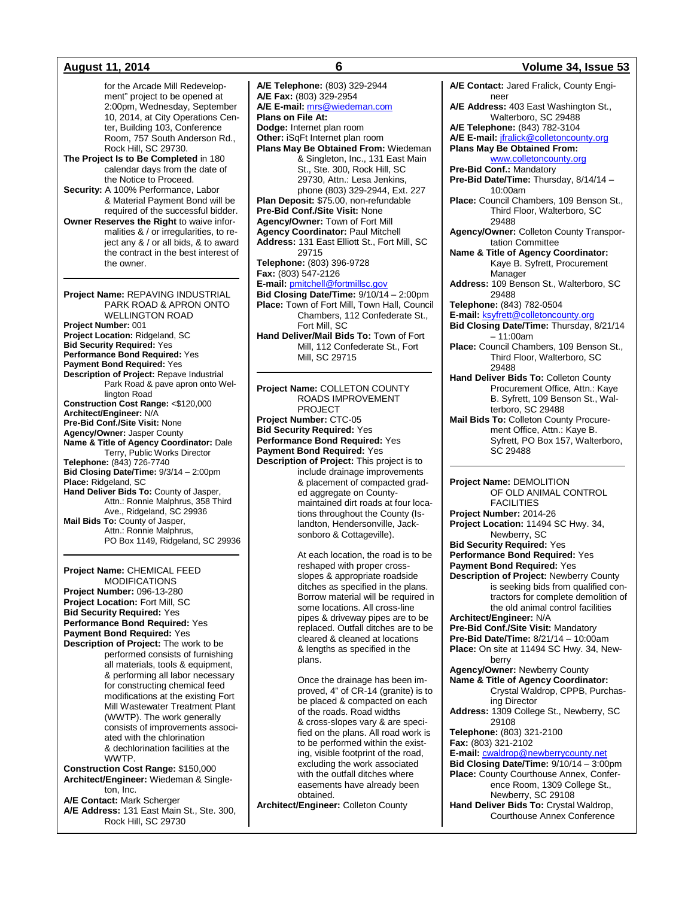for the Arcade Mill Redevelopment" project to be opened at 2:00pm, Wednesday, September 10, 2014, at City Operations Center, Building 103, Conference Room, 757 South Anderson Rd., Rock Hill, SC 29730.

**The Project Is to Be Completed** in 180 calendar days from the date of the Notice to Proceed.

**Security:** A 100% Performance, Labor & Material Payment Bond will be required of the successful bidder.

**Owner Reserves the Right** to waive informalities & / or irregularities, to reject any & / or all bids, & to award the contract in the best interest of the owner.

---

**Project Name:** REPAVING INDUSTRIAL PARK ROAD & APRON ONTO WELLINGTON ROAD
**Project Number:** 001
**Project Location:** Ridgeland, SC
**Bid Security Required:** Yes
**Performance Bond Required:** Yes
**Payment Bond Required:** Yes
**Description of Project:** Repave Industrial Park Road & pave apron onto Wellington Road
**Construction Cost Range:** <$120,000
**Architect/Engineer:** N/A
**Pre-Bid Conf./Site Visit:** None
**Agency/Owner:** Jasper County
**Name & Title of Agency Coordinator:** Dale Terry, Public Works Director
**Telephone:** (843) 726-7740
**Bid Closing Date/Time:** 9/3/14 – 2:00pm
**Place:** Ridgeland, SC
**Hand Deliver Bids To:** County of Jasper, Attn.: Ronnie Malphrus, 358 Third Ave., Ridgeland, SC 29936
**Mail Bids To:** County of Jasper, Attn.: Ronnie Malphrus, PO Box 1149, Ridgeland, SC 29936

---

**Project Name:** CHEMICAL FEED MODIFICATIONS
**Project Number:** 096-13-280
**Project Location:** Fort Mill, SC
**Bid Security Required:** Yes
**Performance Bond Required:** Yes
**Payment Bond Required:** Yes
**Description of Project:** The work to be performed consists of furnishing all materials, tools & equipment, & performing all labor necessary for constructing chemical feed modifications at the existing Fort Mill Wastewater Treatment Plant (WWTP). The work generally consists of improvements associated with the chlorination & dechlorination facilities at the WWTP.
**Construction Cost Range:** $150,000
**Architect/Engineer:** Wiedeman & Singleton, Inc.
**A/E Contact:** Mark Scherger
**A/E Address:** 131 East Main St., Ste. 300, Rock Hill, SC 29730
**A/E Telephone:** (803) 329-2944
**A/E Fax:** (803) 329-2954
**A/E E-mail:** mrs@wiedeman.com
**Plans on File At:**
**Dodge:** Internet plan room
**Other:** iSqFt Internet plan room
**Plans May Be Obtained From:** Wiedeman & Singleton, Inc., 131 East Main St., Ste. 300, Rock Hill, SC 29730, Attn.: Lesa Jenkins, phone (803) 329-2944, Ext. 227
**Plan Deposit:** $75.00, non-refundable
**Pre-Bid Conf./Site Visit:** None
**Agency/Owner:** Town of Fort Mill
**Agency Coordinator:** Paul Mitchell
**Address:** 131 East Elliott St., Fort Mill, SC 29715
**Telephone:** (803) 396-9728
**Fax:** (803) 547-2126
**E-mail:** pmitchell@fortmillsc.gov
**Bid Closing Date/Time:** 9/10/14 – 2:00pm
**Place:** Town of Fort Mill, Town Hall, Council Chambers, 112 Confederate St., Fort Mill, SC
**Hand Deliver/Mail Bids To:** Town of Fort Mill, 112 Confederate St., Fort Mill, SC 29715

---

**Project Name:** COLLETON COUNTY ROADS IMPROVEMENT PROJECT
**Project Number:** CTC-05
**Bid Security Required:** Yes
**Performance Bond Required:** Yes
**Payment Bond Required:** Yes
**Description of Project:** This project is to include drainage improvements & placement of compacted graded aggregate on County-maintained dirt roads at four locations throughout the County (Islandton, Hendersonville, Jacksonboro & Cottageville).

At each location, the road is to be reshaped with proper cross-slopes & appropriate roadside ditches as specified in the plans. Borrow material will be required in some locations. All cross-line pipes & driveway pipes are to be replaced. Outfall ditches are to be cleared & cleaned at locations & lengths as specified in the plans.

Once the drainage has been improved, 4" of CR-14 (granite) is to be placed & compacted on each of the roads. Road widths & cross-slopes vary & are specified on the plans. All road work is to be performed within the existing, visible footprint of the road, excluding the work associated with the outfall ditches where easements have already been obtained.

**Architect/Engineer:** Colleton County
**A/E Contact:** Jared Fralick, County Engineer
**A/E Address:** 403 East Washington St., Walterboro, SC 29488
**A/E Telephone:** (843) 782-3104
**A/E E-mail:** jfralick@colletoncounty.org
**Plans May Be Obtained From:** www.colletoncounty.org
**Pre-Bid Conf.:** Mandatory
**Pre-Bid Date/Time:** Thursday, 8/14/14 – 10:00am
**Place:** Council Chambers, 109 Benson St., Third Floor, Walterboro, SC 29488
**Agency/Owner:** Colleton County Transportation Committee
**Name & Title of Agency Coordinator:** Kaye B. Syfrett, Procurement Manager
**Address:** 109 Benson St., Walterboro, SC 29488
**Telephone:** (843) 782-0504
**E-mail:** ksyfrett@colletoncounty.org
**Bid Closing Date/Time:** Thursday, 8/21/14 – 11:00am
**Place:** Council Chambers, 109 Benson St., Third Floor, Walterboro, SC 29488
**Hand Deliver Bids To:** Colleton County Procurement Office, Attn.: Kaye B. Syfrett, 109 Benson St., Walterboro, SC 29488
**Mail Bids To:** Colleton County Procurement Office, Attn.: Kaye B. Syfrett, PO Box 157, Walterboro, SC 29488

---

**Project Name:** DEMOLITION OF OLD ANIMAL CONTROL FACILITIES
**Project Number:** 2014-26
**Project Location:** 11494 SC Hwy. 34, Newberry, SC
**Bid Security Required:** Yes
**Performance Bond Required:** Yes
**Payment Bond Required:** Yes
**Description of Project:** Newberry County is seeking bids from qualified contractors for complete demolition of the old animal control facilities
**Architect/Engineer:** N/A
**Pre-Bid Conf./Site Visit:** Mandatory
**Pre-Bid Date/Time:** 8/21/14 – 10:00am
**Place:** On site at 11494 SC Hwy. 34, Newberry
**Agency/Owner:** Newberry County
**Name & Title of Agency Coordinator:** Crystal Waldrop, CPPB, Purchasing Director
**Address:** 1309 College St., Newberry, SC 29108
**Telephone:** (803) 321-2100
**Fax:** (803) 321-2102
**E-mail:** cwaldrop@newberrycounty.net
**Bid Closing Date/Time:** 9/10/14 – 3:00pm
**Place:** County Courthouse Annex, Conference Room, 1309 College St., Newberry, SC 29108
**Hand Deliver Bids To:** Crystal Waldrop, Courthouse Annex Conference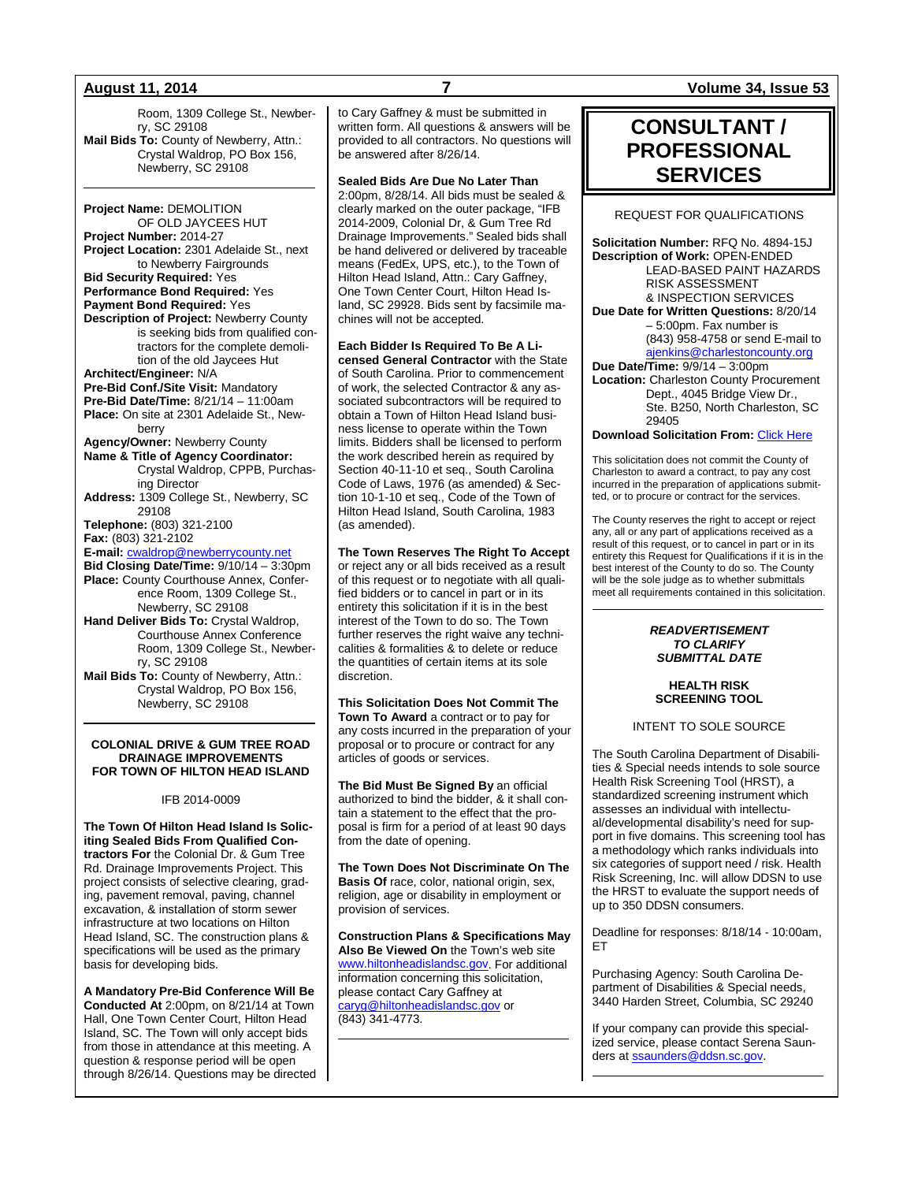Room, 1309 College St., Newberry, SC 29108
**Mail Bids To:** County of Newberry, Attn.: Crystal Waldrop, PO Box 156, Newberry, SC 29108

---

**Project Name:** DEMOLITION OF OLD JAYCEES HUT
**Project Number:** 2014-27
**Project Location:** 2301 Adelaide St., next to Newberry Fairgrounds
**Bid Security Required:** Yes
**Performance Bond Required:** Yes
**Payment Bond Required:** Yes
**Description of Project:** Newberry County is seeking bids from qualified contractors for the complete demolition of the old Jaycees Hut
**Architect/Engineer:** N/A
**Pre-Bid Conf./Site Visit:** Mandatory
**Pre-Bid Date/Time:** 8/21/14 – 11:00am
**Place:** On site at 2301 Adelaide St., Newberry
**Agency/Owner:** Newberry County
**Name & Title of Agency Coordinator:** Crystal Waldrop, CPPB, Purchasing Director
**Address:** 1309 College St., Newberry, SC 29108
**Telephone:** (803) 321-2100
**Fax:** (803) 321-2102
**E-mail:** cwaldrop@newberrycounty.net
**Bid Closing Date/Time:** 9/10/14 – 3:30pm
**Place:** County Courthouse Annex, Conference Room, 1309 College St., Newberry, SC 29108
**Hand Deliver Bids To:** Crystal Waldrop, Courthouse Annex Conference Room, 1309 College St., Newberry, SC 29108
**Mail Bids To:** County of Newberry, Attn.: Crystal Waldrop, PO Box 156, Newberry, SC 29108

---

### COLONIAL DRIVE & GUM TREE ROAD DRAINAGE IMPROVEMENTS FOR TOWN OF HILTON HEAD ISLAND

IFB 2014-0009

**The Town Of Hilton Head Island Is Soliciting Sealed Bids From Qualified Contractors For** the Colonial Dr. & Gum Tree Rd. Drainage Improvements Project. This project consists of selective clearing, grading, pavement removal, paving, channel excavation, & installation of storm sewer infrastructure at two locations on Hilton Head Island, SC. The construction plans & specifications will be used as the primary basis for developing bids.

**A Mandatory Pre-Bid Conference Will Be Conducted At** 2:00pm, on 8/21/14 at Town Hall, One Town Center Court, Hilton Head Island, SC. The Town will only accept bids from those in attendance at this meeting. A question & response period will be open through 8/26/14. Questions may be directed to Cary Gaffney & must be submitted in written form. All questions & answers will be provided to all contractors. No questions will be answered after 8/26/14.

**Sealed Bids Are Due No Later Than** 2:00pm, 8/28/14. All bids must be sealed & clearly marked on the outer package, "IFB 2014-2009, Colonial Dr, & Gum Tree Rd Drainage Improvements." Sealed bids shall be hand delivered or delivered by traceable means (FedEx, UPS, etc.), to the Town of Hilton Head Island, Attn.: Cary Gaffney, One Town Center Court, Hilton Head Island, SC 29928. Bids sent by facsimile machines will not be accepted.

**Each Bidder Is Required To Be A Licensed General Contractor** with the State of South Carolina. Prior to commencement of work, the selected Contractor & any associated subcontractors will be required to obtain a Town of Hilton Head Island business license to operate within the Town limits. Bidders shall be licensed to perform the work described herein as required by Section 40-11-10 et seq., South Carolina Code of Laws, 1976 (as amended) & Section 10-1-10 et seq., Code of the Town of Hilton Head Island, South Carolina, 1983 (as amended).

**The Town Reserves The Right To Accept** or reject any or all bids received as a result of this request or to negotiate with all qualified bidders or to cancel in part or in its entirety this solicitation if it is in the best interest of the Town to do so. The Town further reserves the right waive any technicalities & formalities & to delete or reduce the quantities of certain items at its sole discretion.

**This Solicitation Does Not Commit The Town To Award** a contract or to pay for any costs incurred in the preparation of your proposal or to procure or contract for any articles of goods or services.

**The Bid Must Be Signed By** an official authorized to bind the bidder, & it shall contain a statement to the effect that the proposal is firm for a period of at least 90 days from the date of opening.

**The Town Does Not Discriminate On The Basis Of** race, color, national origin, sex, religion, age or disability in employment or provision of services.

**Construction Plans & Specifications May Also Be Viewed On** the Town's web site www.hiltonheadislandsc.gov. For additional information concerning this solicitation, please contact Cary Gaffney at caryg@hiltonheadislandsc.gov or (843) 341-4773.

---

# CONSULTANT / PROFESSIONAL SERVICES

REQUEST FOR QUALIFICATIONS

**Solicitation Number:** RFQ No. 4894-15J
**Description of Work:** OPEN-ENDED LEAD-BASED PAINT HAZARDS RISK ASSESSMENT & INSPECTION SERVICES
**Due Date for Written Questions:** 8/20/14 – 5:00pm. Fax number is (843) 958-4758 or send E-mail to ajenkins@charlestoncounty.org
**Due Date/Time:** 9/9/14 – 3:00pm
**Location:** Charleston County Procurement Dept., 4045 Bridge View Dr., Ste. B250, North Charleston, SC 29405
**Download Solicitation From:** Click Here

This solicitation does not commit the County of Charleston to award a contract, to pay any cost incurred in the preparation of applications submitted, or to procure or contract for the services.

The County reserves the right to accept or reject any, all or any part of applications received as a result of this request, or to cancel in part or in its entirety this Request for Qualifications if it is in the best interest of the County to do so. The County will be the sole judge as to whether submittals meet all requirements contained in this solicitation.

---

***READVERTISEMENT TO CLARIFY SUBMITTAL DATE***

### HEALTH RISK SCREENING TOOL

INTENT TO SOLE SOURCE

The South Carolina Department of Disabilities & Special needs intends to sole source Health Risk Screening Tool (HRST), a standardized screening instrument which assesses an individual with intellectual/developmental disability's need for support in five domains. This screening tool has a methodology which ranks individuals into six categories of support need / risk. Health Risk Screening, Inc. will allow DDSN to use the HRST to evaluate the support needs of up to 350 DDSN consumers.

Deadline for responses: 8/18/14 - 10:00am, ET

Purchasing Agency: South Carolina Department of Disabilities & Special needs, 3440 Harden Street, Columbia, SC 29240

If your company can provide this specialized service, please contact Serena Saunders at ssaunders@ddsn.sc.gov.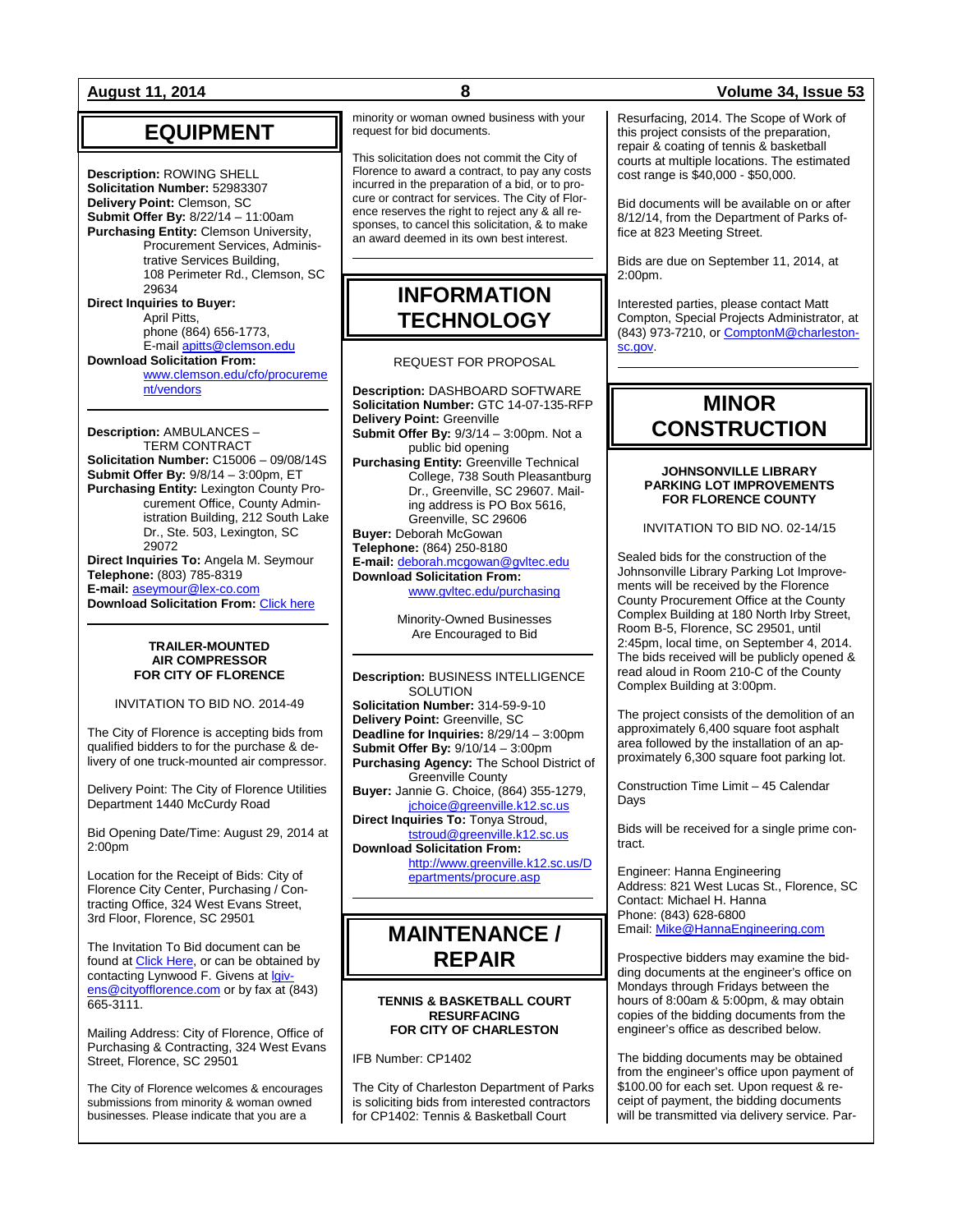# EQUIPMENT

**Description:** ROWING SHELL
**Solicitation Number:** 52983307
**Delivery Point:** Clemson, SC
**Submit Offer By:** 8/22/14 – 11:00am
**Purchasing Entity:** Clemson University, Procurement Services, Administrative Services Building, 108 Perimeter Rd., Clemson, SC 29634
**Direct Inquiries to Buyer:** April Pitts, phone (864) 656-1773, E-mail apitts@clemson.edu
**Download Solicitation From:** www.clemson.edu/cfo/procurement/vendors

---

**Description:** AMBULANCES – TERM CONTRACT
**Solicitation Number:** C15006 – 09/08/14S
**Submit Offer By:** 9/8/14 – 3:00pm, ET
**Purchasing Entity:** Lexington County Procurement Office, County Administration Building, 212 South Lake Dr., Ste. 503, Lexington, SC 29072
**Direct Inquiries To:** Angela M. Seymour
**Telephone:** (803) 785-8319
**E-mail:** aseymour@lex-co.com
**Download Solicitation From:** Click here

---

**TRAILER-MOUNTED AIR COMPRESSOR FOR CITY OF FLORENCE**

INVITATION TO BID NO. 2014-49

The City of Florence is accepting bids from qualified bidders to for the purchase & delivery of one truck-mounted air compressor.

Delivery Point: The City of Florence Utilities Department 1440 McCurdy Road

Bid Opening Date/Time: August 29, 2014 at 2:00pm

Location for the Receipt of Bids: City of Florence City Center, Purchasing / Contracting Office, 324 West Evans Street, 3rd Floor, Florence, SC 29501

The Invitation To Bid document can be found at Click Here, or can be obtained by contacting Lynwood F. Givens at lgivens@cityofflorence.com or by fax at (843) 665-3111.

Mailing Address: City of Florence, Office of Purchasing & Contracting, 324 West Evans Street, Florence, SC 29501

The City of Florence welcomes & encourages submissions from minority & woman owned businesses. Please indicate that you are a minority or woman owned business with your request for bid documents.

This solicitation does not commit the City of Florence to award a contract, to pay any costs incurred in the preparation of a bid, or to procure or contract for services. The City of Florence reserves the right to reject any & all responses, to cancel this solicitation, & to make an award deemed in its own best interest.

# INFORMATION TECHNOLOGY

REQUEST FOR PROPOSAL

**Description:** DASHBOARD SOFTWARE
**Solicitation Number:** GTC 14-07-135-RFP
**Delivery Point:** Greenville
**Submit Offer By:** 9/3/14 – 3:00pm. Not a public bid opening
**Purchasing Entity:** Greenville Technical College, 738 South Pleasantburg Dr., Greenville, SC 29607. Mailing address is PO Box 5616, Greenville, SC 29606
**Buyer:** Deborah McGowan
**Telephone:** (864) 250-8180
**E-mail:** deborah.mcgowan@gvltec.edu
**Download Solicitation From:** www.gvltec.edu/purchasing

Minority-Owned Businesses Are Encouraged to Bid

---

**Description:** BUSINESS INTELLIGENCE SOLUTION
**Solicitation Number:** 314-59-9-10
**Delivery Point:** Greenville, SC
**Deadline for Inquiries:** 8/29/14 – 3:00pm
**Submit Offer By:** 9/10/14 – 3:00pm
**Purchasing Agency:** The School District of Greenville County
**Buyer:** Jannie G. Choice, (864) 355-1279, jchoice@greenville.k12.sc.us
**Direct Inquiries To:** Tonya Stroud, tstroud@greenville.k12.sc.us
**Download Solicitation From:** http://www.greenville.k12.sc.us/Departments/procure.asp

# MAINTENANCE / REPAIR

**TENNIS & BASKETBALL COURT RESURFACING FOR CITY OF CHARLESTON**

IFB Number: CP1402

The City of Charleston Department of Parks is soliciting bids from interested contractors for CP1402: Tennis & Basketball Court Resurfacing, 2014. The Scope of Work of this project consists of the preparation, repair & coating of tennis & basketball courts at multiple locations. The estimated cost range is $40,000 - $50,000.

Bid documents will be available on or after 8/12/14, from the Department of Parks office at 823 Meeting Street.

Bids are due on September 11, 2014, at 2:00pm.

Interested parties, please contact Matt Compton, Special Projects Administrator, at (843) 973-7210, or ComptonM@charleston-sc.gov.

# MINOR CONSTRUCTION

**JOHNSONVILLE LIBRARY PARKING LOT IMPROVEMENTS FOR FLORENCE COUNTY**

INVITATION TO BID NO. 02-14/15

Sealed bids for the construction of the Johnsonville Library Parking Lot Improvements will be received by the Florence County Procurement Office at the County Complex Building at 180 North Irby Street, Room B-5, Florence, SC 29501, until 2:45pm, local time, on September 4, 2014. The bids received will be publicly opened & read aloud in Room 210-C of the County Complex Building at 3:00pm.

The project consists of the demolition of an approximately 6,400 square foot asphalt area followed by the installation of an approximately 6,300 square foot parking lot.

Construction Time Limit – 45 Calendar Days

Bids will be received for a single prime contract.

Engineer: Hanna Engineering
Address: 821 West Lucas St., Florence, SC
Contact: Michael H. Hanna
Phone: (843) 628-6800
Email: Mike@HannaEngineering.com

Prospective bidders may examine the bidding documents at the engineer's office on Mondays through Fridays between the hours of 8:00am & 5:00pm, & may obtain copies of the bidding documents from the engineer's office as described below.

The bidding documents may be obtained from the engineer's office upon payment of $100.00 for each set. Upon request & receipt of payment, the bidding documents will be transmitted via delivery service. Par-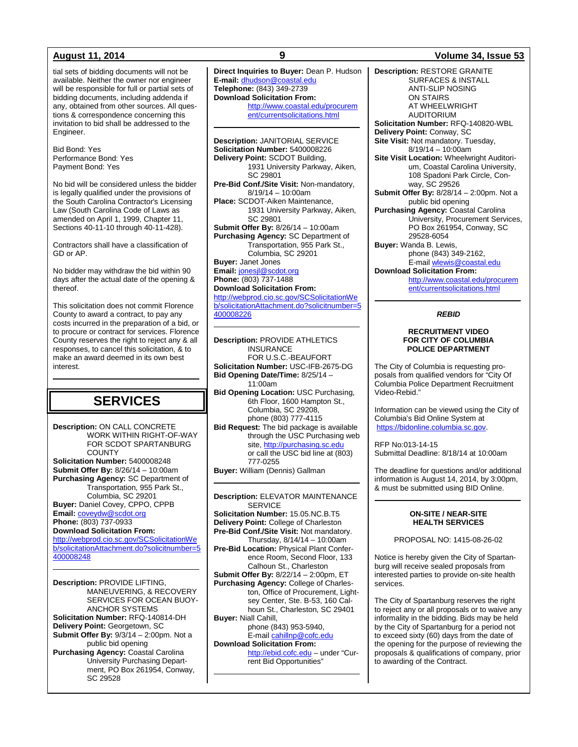tial sets of bidding documents will not be available. Neither the owner nor engineer will be responsible for full or partial sets of bidding documents, including addenda if any, obtained from other sources. All questions & correspondence concerning this invitation to bid shall be addressed to the Engineer.

Bid Bond: Yes
Performance Bond: Yes
Payment Bond: Yes

No bid will be considered unless the bidder is legally qualified under the provisions of the South Carolina Contractor's Licensing Law (South Carolina Code of Laws as amended on April 1, 1999, Chapter 11, Sections 40-11-10 through 40-11-428).

Contractors shall have a classification of GD or AP.

No bidder may withdraw the bid within 90 days after the actual date of the opening & thereof.

This solicitation does not commit Florence County to award a contract, to pay any costs incurred in the preparation of a bid, or to procure or contract for services. Florence County reserves the right to reject any & all responses, to cancel this solicitation, & to make an award deemed in its own best interest.

---

# SERVICES

**Description:** ON CALL CONCRETE WORK WITHIN RIGHT-OF-WAY FOR SCDOT SPARTANBURG COUNTY
**Solicitation Number:** 5400008248
**Submit Offer By:** 8/26/14 – 10:00am
**Purchasing Agency:** SC Department of Transportation, 955 Park St., Columbia, SC 29201
**Buyer:** Daniel Covey, CPPO, CPPB
**Email:** coveydw@scdot.org
**Phone:** (803) 737-0933
**Download Solicitation From:**
http://webprod.cio.sc.gov/SCSolicitationWeb/solicitationAttachment.do?solicitnumber=5400008248

---

**Description:** PROVIDE LIFTING, MANEUVERING, & RECOVERY SERVICES FOR OCEAN BUOY-ANCHOR SYSTEMS
**Solicitation Number:** RFQ-140814-DH
**Delivery Point:** Georgetown, SC
**Submit Offer By:** 9/3/14 – 2:00pm. Not a public bid opening
**Purchasing Agency:** Coastal Carolina University Purchasing Department, PO Box 261954, Conway, SC 29528
**Direct Inquiries to Buyer:** Dean P. Hudson
**E-mail:** dhudson@coastal.edu
**Telephone:** (843) 349-2739
**Download Solicitation From:**
http://www.coastal.edu/procurement/currentsolicitations.html

---

**Description:** JANITORIAL SERVICE
**Solicitation Number:** 5400008226
**Delivery Point:** SCDOT Building, 1931 University Parkway, Aiken, SC 29801
**Pre-Bid Conf./Site Visit:** Non-mandatory, 8/19/14 – 10:00am
**Place:** SCDOT-Aiken Maintenance, 1931 University Parkway, Aiken, SC 29801
**Submit Offer By:** 8/26/14 – 10:00am
**Purchasing Agency:** SC Department of Transportation, 955 Park St., Columbia, SC 29201
**Buyer:** Janet Jones
**Email:** jonesjl@scdot.org
**Phone:** (803) 737-1488
**Download Solicitation From:**
http://webprod.cio.sc.gov/SCSolicitationWeb/solicitationAttachment.do?solicitnumber=5400008226

---

**Description:** PROVIDE ATHLETICS INSURANCE FOR U.S.C.-BEAUFORT
**Solicitation Number:** USC-IFB-2675-DG
**Bid Opening Date/Time:** 8/25/14 – 11:00am
**Bid Opening Location:** USC Purchasing, 6th Floor, 1600 Hampton St., Columbia, SC 29208, phone (803) 777-4115
**Bid Request:** The bid package is available through the USC Purchasing web site, http://purchasing.sc.edu or call the USC bid line at (803) 777-0255
**Buyer:** William (Dennis) Gallman

---

**Description:** ELEVATOR MAINTENANCE SERVICE
**Solicitation Number:** 15.05.NC.B.T5
**Delivery Point:** College of Charleston
**Pre-Bid Conf./Site Visit:** Not mandatory. Thursday, 8/14/14 – 10:00am
**Pre-Bid Location:** Physical Plant Conference Room, Second Floor, 133 Calhoun St., Charleston
**Submit Offer By:** 8/22/14 – 2:00pm, ET
**Purchasing Agency:** College of Charleston, Office of Procurement, Lightsey Center, Ste. B-53, 160 Calhoun St., Charleston, SC 29401
**Buyer:** Niall Cahill, phone (843) 953-5940, E-mail cahillnp@cofc.edu
**Download Solicitation From:**
http://ebid.cofc.edu – under "Current Bid Opportunities"

---

**Description:** RESTORE GRANITE SURFACES & INSTALL ANTI-SLIP NOSING ON STAIRS AT WHEELWRIGHT AUDITORIUM
**Solicitation Number:** RFQ-140820-WBL
**Delivery Point:** Conway, SC
**Site Visit:** Not mandatory. Tuesday, 8/19/14 – 10:00am
**Site Visit Location:** Wheelwright Auditorium, Coastal Carolina University, 108 Spadoni Park Circle, Conway, SC 29526
**Submit Offer By:** 8/28/14 – 2:00pm. Not a public bid opening
**Purchasing Agency:** Coastal Carolina University, Procurement Services, PO Box 261954, Conway, SC 29528-6054
**Buyer:** Wanda B. Lewis, phone (843) 349-2162, E-mail wlewis@coastal.edu
**Download Solicitation From:**
http://www.coastal.edu/procurement/currentsolicitations.html

---

***REBID***

**RECRUITMENT VIDEO FOR CITY OF COLUMBIA POLICE DEPARTMENT**

The City of Columbia is requesting proposals from qualified vendors for "City Of Columbia Police Department Recruitment Video-Rebid."

Information can be viewed using the City of Columbia's Bid Online System at https://bidonline.columbia.sc.gov.

RFP No:013-14-15
Submittal Deadline: 8/18/14 at 10:00am

The deadline for questions and/or additional information is August 14, 2014, by 3:00pm, & must be submitted using BID Online.

---

**ON-SITE / NEAR-SITE HEALTH SERVICES**

PROPOSAL NO: 1415-08-26-02

Notice is hereby given the City of Spartanburg will receive sealed proposals from interested parties to provide on-site health services.

The City of Spartanburg reserves the right to reject any or all proposals or to waive any informality in the bidding. Bids may be held by the City of Spartanburg for a period not to exceed sixty (60) days from the date of the opening for the purpose of reviewing the proposals & qualifications of company, prior to awarding of the Contract.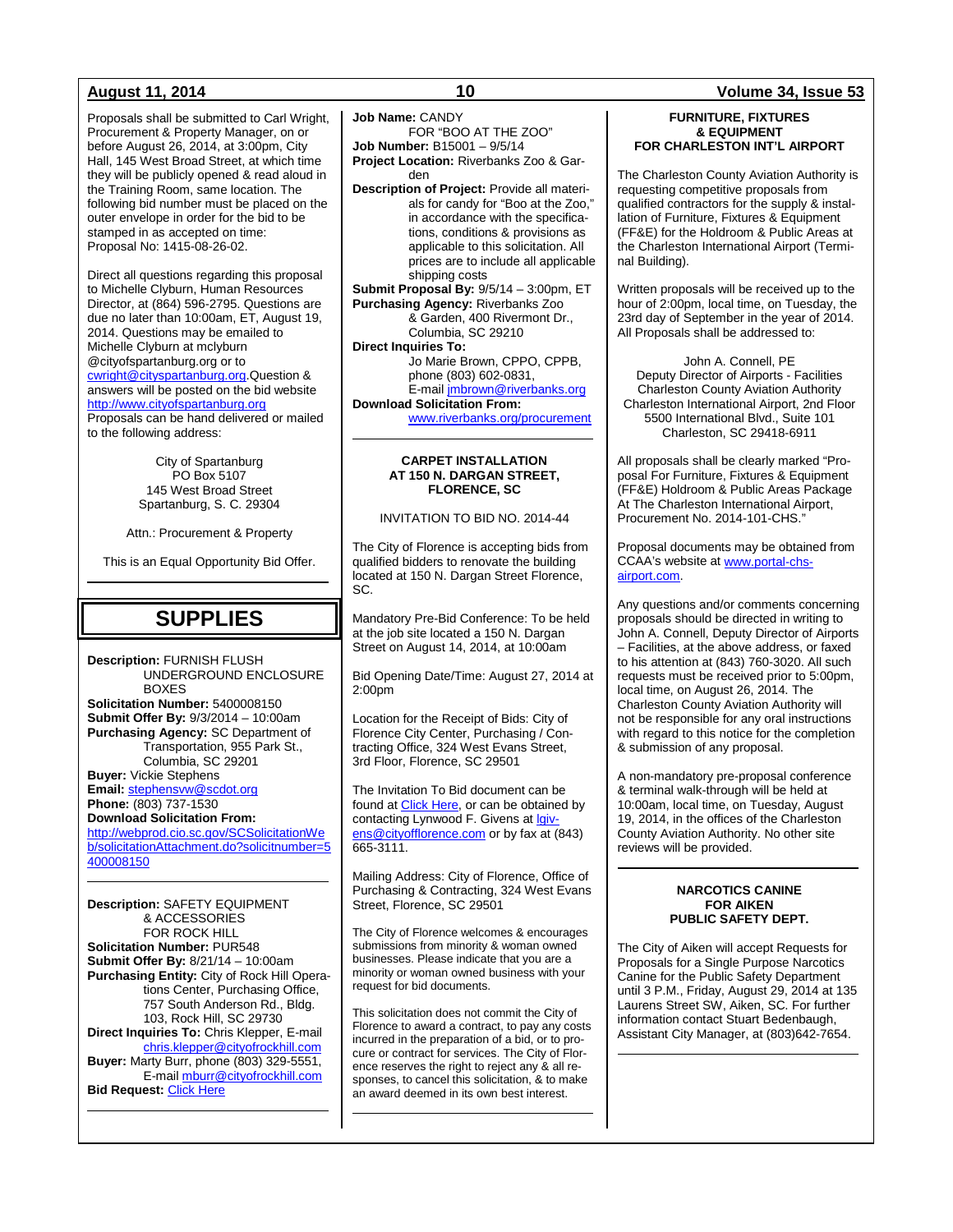Proposals shall be submitted to Carl Wright, Procurement & Property Manager, on or before August 26, 2014, at 3:00pm, City Hall, 145 West Broad Street, at which time they will be publicly opened & read aloud in the Training Room, same location. The following bid number must be placed on the outer envelope in order for the bid to be stamped in as accepted on time:
Proposal No: 1415-08-26-02.

Direct all questions regarding this proposal to Michelle Clyburn, Human Resources Director, at (864) 596-2795. Questions are due no later than 10:00am, ET, August 19, 2014. Questions may be emailed to Michelle Clyburn at mclyburn @cityofspartanburg.org or to cwright@cityspartanburg.org.Question & answers will be posted on the bid website http://www.cityofspartanburg.org
Proposals can be hand delivered or mailed to the following address:

City of Spartanburg
PO Box 5107
145 West Broad Street
Spartanburg, S. C. 29304

Attn.: Procurement & Property

This is an Equal Opportunity Bid Offer.

# SUPPLIES

**Description:** FURNISH FLUSH UNDERGROUND ENCLOSURE BOXES
**Solicitation Number:** 5400008150
**Submit Offer By:** 9/3/2014 – 10:00am
**Purchasing Agency:** SC Department of Transportation, 955 Park St., Columbia, SC 29201
**Buyer:** Vickie Stephens
**Email:** stephensvw@scdot.org
**Phone:** (803) 737-1530
**Download Solicitation From:**
http://webprod.cio.sc.gov/SCSolicitationWeb/solicitationAttachment.do?solicitnumber=5400008150

---

**Description:** SAFETY EQUIPMENT & ACCESSORIES FOR ROCK HILL
**Solicitation Number:** PUR548
**Submit Offer By:** 8/21/14 – 10:00am
**Purchasing Entity:** City of Rock Hill Operations Center, Purchasing Office, 757 South Anderson Rd., Bldg. 103, Rock Hill, SC 29730
**Direct Inquiries To:** Chris Klepper, E-mail chris.klepper@cityofrockhill.com
**Buyer:** Marty Burr, phone (803) 329-5551, E-mail mburr@cityofrockhill.com
**Bid Request:** Click Here

---

**Job Name:** CANDY FOR "BOO AT THE ZOO"
**Job Number:** B15001 – 9/5/14
**Project Location:** Riverbanks Zoo & Garden
**Description of Project:** Provide all materials for candy for "Boo at the Zoo," in accordance with the specifications, conditions & provisions as applicable to this solicitation. All prices are to include all applicable shipping costs
**Submit Proposal By:** 9/5/14 – 3:00pm, ET
**Purchasing Agency:** Riverbanks Zoo & Garden, 400 Rivermont Dr., Columbia, SC 29210
**Direct Inquiries To:**
Jo Marie Brown, CPPO, CPPB, phone (803) 602-0831,
E-mail jmbrown@riverbanks.org
**Download Solicitation From:**
www.riverbanks.org/procurement

---

### CARPET INSTALLATION AT 150 N. DARGAN STREET, FLORENCE, SC

INVITATION TO BID NO. 2014-44

The City of Florence is accepting bids from qualified bidders to renovate the building located at 150 N. Dargan Street Florence, SC.

Mandatory Pre-Bid Conference: To be held at the job site located a 150 N. Dargan Street on August 14, 2014, at 10:00am

Bid Opening Date/Time: August 27, 2014 at 2:00pm

Location for the Receipt of Bids: City of Florence City Center, Purchasing / Contracting Office, 324 West Evans Street, 3rd Floor, Florence, SC 29501

The Invitation To Bid document can be found at Click Here, or can be obtained by contacting Lynwood F. Givens at lgivens@cityofflorence.com or by fax at (843) 665-3111.

Mailing Address: City of Florence, Office of Purchasing & Contracting, 324 West Evans Street, Florence, SC 29501

The City of Florence welcomes & encourages submissions from minority & woman owned businesses. Please indicate that you are a minority or woman owned business with your request for bid documents.

This solicitation does not commit the City of Florence to award a contract, to pay any costs incurred in the preparation of a bid, or to procure or contract for services. The City of Florence reserves the right to reject any & all responses, to cancel this solicitation, & to make an award deemed in its own best interest.

---

### FURNITURE, FIXTURES & EQUIPMENT FOR CHARLESTON INT'L AIRPORT

The Charleston County Aviation Authority is requesting competitive proposals from qualified contractors for the supply & installation of Furniture, Fixtures & Equipment (FF&E) for the Holdroom & Public Areas at the Charleston International Airport (Terminal Building).

Written proposals will be received up to the hour of 2:00pm, local time, on Tuesday, the 23rd day of September in the year of 2014. All Proposals shall be addressed to:

John A. Connell, PE
Deputy Director of Airports - Facilities
Charleston County Aviation Authority
Charleston International Airport, 2nd Floor
5500 International Blvd., Suite 101
Charleston, SC 29418-6911

All proposals shall be clearly marked "Proposal For Furniture, Fixtures & Equipment (FF&E) Holdroom & Public Areas Package At The Charleston International Airport, Procurement No. 2014-101-CHS."

Proposal documents may be obtained from CCAA's website at www.portal-chs-airport.com.

Any questions and/or comments concerning proposals should be directed in writing to John A. Connell, Deputy Director of Airports – Facilities, at the above address, or faxed to his attention at (843) 760-3020. All such requests must be received prior to 5:00pm, local time, on August 26, 2014. The Charleston County Aviation Authority will not be responsible for any oral instructions with regard to this notice for the completion & submission of any proposal.

A non-mandatory pre-proposal conference & terminal walk-through will be held at 10:00am, local time, on Tuesday, August 19, 2014, in the offices of the Charleston County Aviation Authority. No other site reviews will be provided.

---

### NARCOTICS CANINE FOR AIKEN PUBLIC SAFETY DEPT.

The City of Aiken will accept Requests for Proposals for a Single Purpose Narcotics Canine for the Public Safety Department until 3 P.M., Friday, August 29, 2014 at 135 Laurens Street SW, Aiken, SC. For further information contact Stuart Bedenbaugh, Assistant City Manager, at (803)642-7654.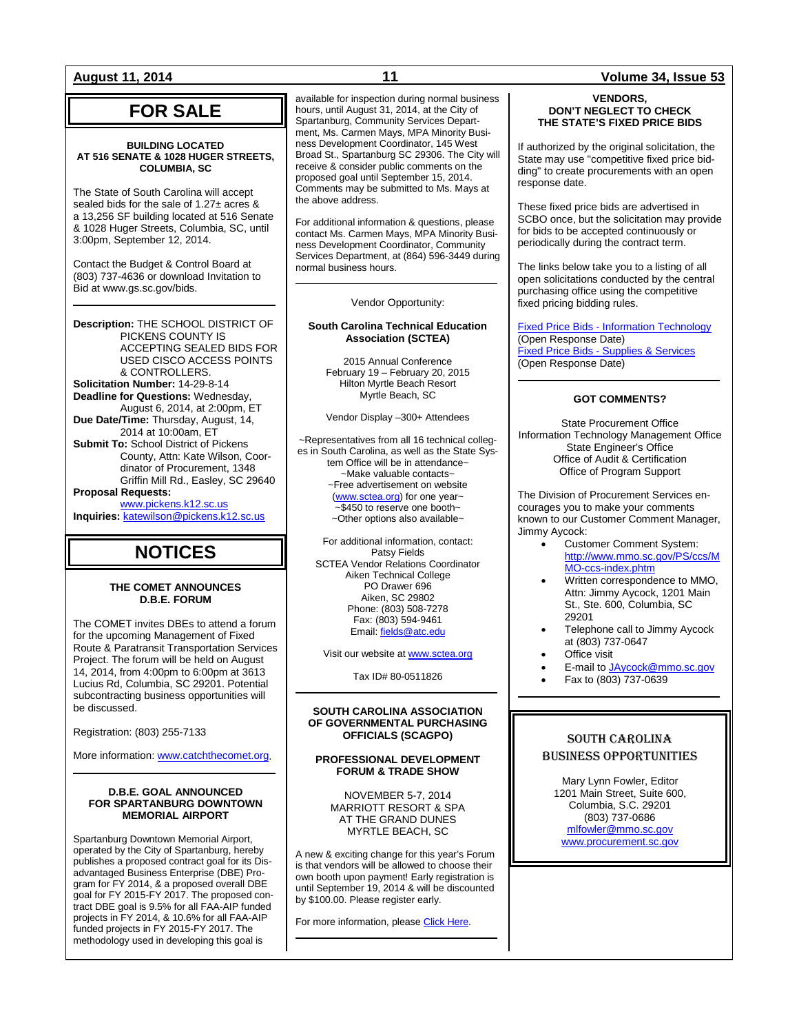# FOR SALE

**BUILDING LOCATED AT 516 SENATE & 1028 HUGER STREETS, COLUMBIA, SC**

The State of South Carolina will accept sealed bids for the sale of 1.27± acres & a 13,256 SF building located at 516 Senate & 1028 Huger Streets, Columbia, SC, until 3:00pm, September 12, 2014.

Contact the Budget & Control Board at (803) 737-4636 or download Invitation to Bid at www.gs.sc.gov/bids.

---

**Description:** THE SCHOOL DISTRICT OF PICKENS COUNTY IS ACCEPTING SEALED BIDS FOR USED CISCO ACCESS POINTS & CONTROLLERS.
**Solicitation Number:** 14-29-8-14
**Deadline for Questions:** Wednesday, August 6, 2014, at 2:00pm, ET
**Due Date/Time:** Thursday, August, 14, 2014 at 10:00am, ET
**Submit To:** School District of Pickens County, Attn: Kate Wilson, Coordinator of Procurement, 1348 Griffin Mill Rd., Easley, SC 29640
**Proposal Requests:** www.pickens.k12.sc.us
**Inquiries:** katewilson@pickens.k12.sc.us

# NOTICES

**THE COMET ANNOUNCES D.B.E. FORUM**

The COMET invites DBEs to attend a forum for the upcoming Management of Fixed Route & Paratransit Transportation Services Project. The forum will be held on August 14, 2014, from 4:00pm to 6:00pm at 3613 Lucius Rd, Columbia, SC 29201. Potential subcontracting business opportunities will be discussed.

Registration: (803) 255-7133

More information: www.catchthecomet.org.

---

**D.B.E. GOAL ANNOUNCED FOR SPARTANBURG DOWNTOWN MEMORIAL AIRPORT**

Spartanburg Downtown Memorial Airport, operated by the City of Spartanburg, hereby publishes a proposed contract goal for its Disadvantaged Business Enterprise (DBE) Program for FY 2014, & a proposed overall DBE goal for FY 2015-FY 2017. The proposed contract DBE goal is 9.5% for all FAA-AIP funded projects in FY 2014, & 10.6% for all FAA-AIP funded projects in FY 2015-FY 2017. The methodology used in developing this goal is available for inspection during normal business hours, until August 31, 2014, at the City of Spartanburg, Community Services Department, Ms. Carmen Mays, MPA Minority Business Development Coordinator, 145 West Broad St., Spartanburg SC 29306. The City will receive & consider public comments on the proposed goal until September 15, 2014. Comments may be submitted to Ms. Mays at the above address.

For additional information & questions, please contact Ms. Carmen Mays, MPA Minority Business Development Coordinator, Community Services Department, at (864) 596-3449 during normal business hours.

---

Vendor Opportunity:

**South Carolina Technical Education Association (SCTEA)**

2015 Annual Conference
February 19 – February 20, 2015
Hilton Myrtle Beach Resort
Myrtle Beach, SC

Vendor Display –300+ Attendees

~Representatives from all 16 technical colleges in South Carolina, as well as the State System Office will be in attendance~
~Make valuable contacts~
~Free advertisement on website (www.sctea.org) for one year~
~$450 to reserve one booth~
~Other options also available~

For additional information, contact:
Patsy Fields
SCTEA Vendor Relations Coordinator
Aiken Technical College
PO Drawer 696
Aiken, SC 29802
Phone: (803) 508-7278
Fax: (803) 594-9461
Email: fields@atc.edu

Visit our website at www.sctea.org

Tax ID# 80-0511826

---

**SOUTH CAROLINA ASSOCIATION OF GOVERNMENTAL PURCHASING OFFICIALS (SCAGPO)**

**PROFESSIONAL DEVELOPMENT FORUM & TRADE SHOW**

NOVEMBER 5-7, 2014
MARRIOTT RESORT & SPA
AT THE GRAND DUNES
MYRTLE BEACH, SC

A new & exciting change for this year's Forum is that vendors will be allowed to choose their own booth upon payment! Early registration is until September 19, 2014 & will be discounted by $100.00. Please register early.

For more information, please Click Here.

---

**VENDORS, DON'T NEGLECT TO CHECK THE STATE'S FIXED PRICE BIDS**

If authorized by the original solicitation, the State may use "competitive fixed price bidding" to create procurements with an open response date.

These fixed price bids are advertised in SCBO once, but the solicitation may provide for bids to be accepted continuously or periodically during the contract term.

The links below take you to a listing of all open solicitations conducted by the central purchasing office using the competitive fixed pricing bidding rules.

Fixed Price Bids - Information Technology
(Open Response Date)
Fixed Price Bids - Supplies & Services
(Open Response Date)

---

**GOT COMMENTS?**

State Procurement Office
Information Technology Management Office
State Engineer's Office
Office of Audit & Certification
Office of Program Support

The Division of Procurement Services encourages you to make your comments known to our Customer Comment Manager, Jimmy Aycock:

- Customer Comment System: http://www.mmo.sc.gov/PS/ccs/MMO-ccs-index.phtm
- Written correspondence to MMO, Attn: Jimmy Aycock, 1201 Main St., Ste. 600, Columbia, SC 29201
- Telephone call to Jimmy Aycock at (803) 737-0647
- Office visit
- E-mail to JAycock@mmo.sc.gov
- Fax to (803) 737-0639

---

**SOUTH CAROLINA BUSINESS OPPORTUNITIES**

Mary Lynn Fowler, Editor
1201 Main Street, Suite 600,
Columbia, S.C. 29201
(803) 737-0686
mlfowler@mmo.sc.gov
www.procurement.sc.gov